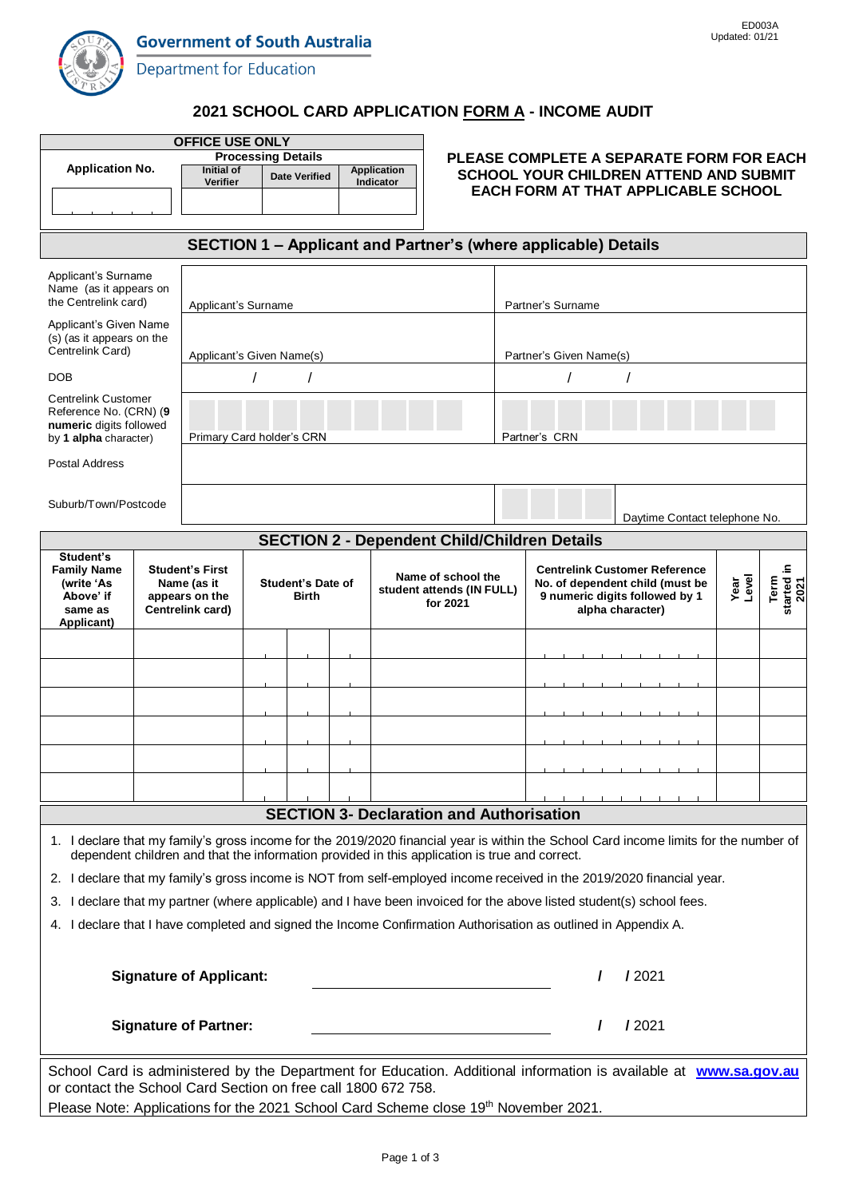ED003A
Updated: 01/21

**Government of South Australia**
Department for Education

# 2021 SCHOOL CARD APPLICATION FORM A - INCOME AUDIT

| OFFICE USE ONLY | | | |
|---|---|---|---|
| | Processing Details | | |
| Application No. | Initial of Verifier | Date Verified | Application Indicator |
| | | | |

**PLEASE COMPLETE A SEPARATE FORM FOR EACH SCHOOL YOUR CHILDREN ATTEND AND SUBMIT EACH FORM AT THAT APPLICABLE SCHOOL**

## SECTION 1 – Applicant and Partner's (where applicable) Details

| | | |
|---|---|---|
| Applicant's Surname Name (as it appears on the Centrelink card) | Applicant's Surname | Partner's Surname |
| Applicant's Given Name (s) (as it appears on the Centrelink Card) | Applicant's Given Name(s) | Partner's Given Name(s) |
| DOB | / / | / / |
| Centrelink Customer Reference No. (CRN) (**9 numeric** digits followed by **1 alpha** character) | Primary Card holder's CRN | Partner's CRN |
| Postal Address | | |
| Suburb/Town/Postcode | | Daytime Contact telephone No. |

## SECTION 2 - Dependent Child/Children Details

| Student's Family Name (write 'As Above' if same as Applicant) | Student's First Name (as it appears on the Centrelink card) | Student's Date of Birth | Name of school the student attends (IN FULL) for 2021 | Centrelink Customer Reference No. of dependent child (must be 9 numeric digits followed by 1 alpha character) | Year Level | Term started in 2021 |
|---|---|---|---|---|---|---|
| | | | | | | |
| | | | | | | |
| | | | | | | |
| | | | | | | |
| | | | | | | |
| | | | | | | |

## SECTION 3- Declaration and Authorisation

1. I declare that my family's gross income for the 2019/2020 financial year is within the School Card income limits for the number of dependent children and that the information provided in this application is true and correct.
2. I declare that my family's gross income is NOT from self-employed income received in the 2019/2020 financial year.
3. I declare that my partner (where applicable) and I have been invoiced for the above listed student(s) school fees.
4. I declare that I have completed and signed the Income Confirmation Authorisation as outlined in Appendix A.

**Signature of Applicant:** ______________________ / /2021

**Signature of Partner:** ______________________ / /2021

School Card is administered by the Department for Education. Additional information is available at **www.sa.gov.au** or contact the School Card Section on free call 1800 672 758.

Please Note: Applications for the 2021 School Card Scheme close 19th November 2021.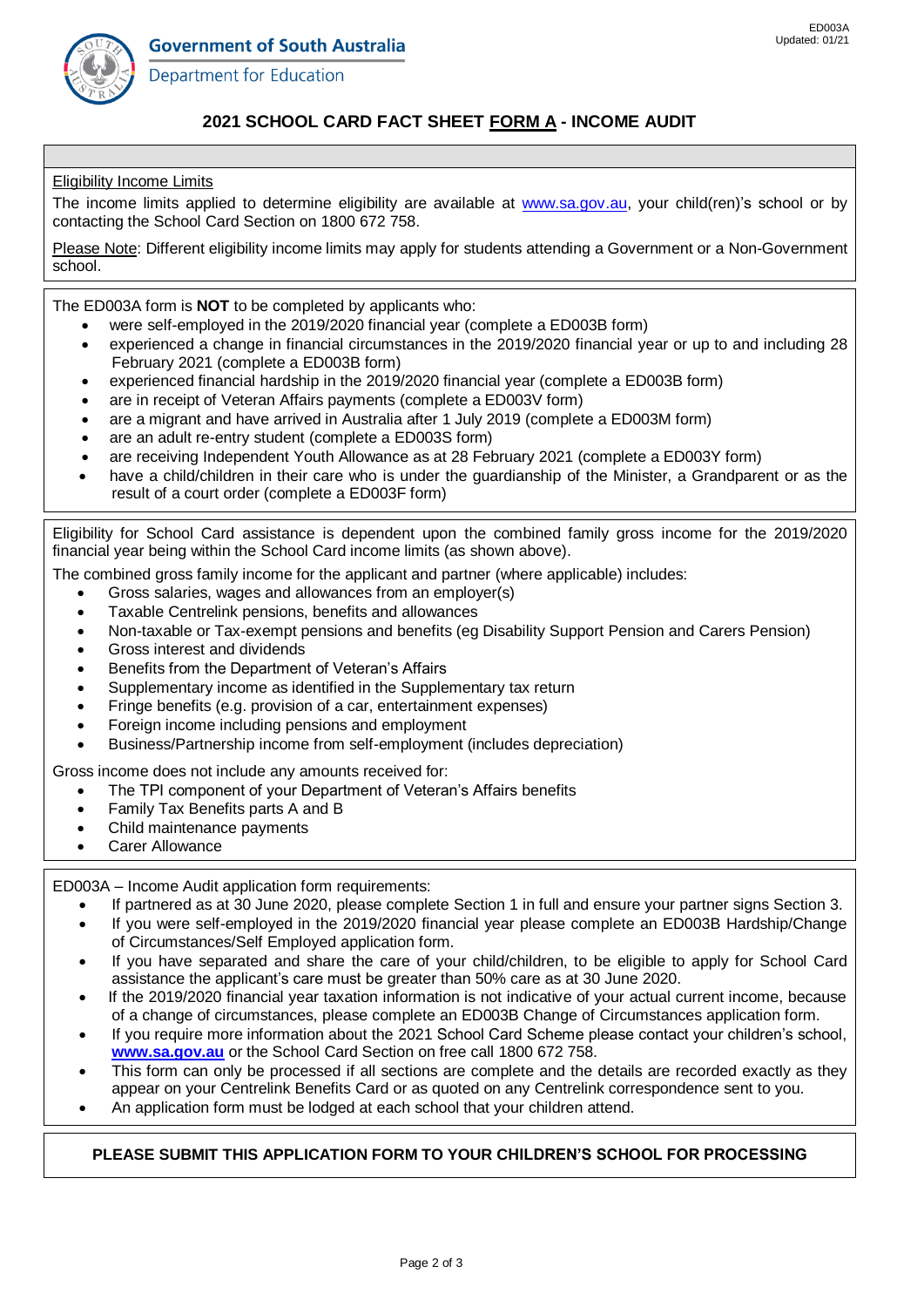Government of South Australia

Department for Education

ED003A
Updated: 01/21

# 2021 SCHOOL CARD FACT SHEET FORM A - INCOME AUDIT

Eligibility Income Limits

The income limits applied to determine eligibility are available at www.sa.gov.au, your child(ren)'s school or by contacting the School Card Section on 1800 672 758.

Please Note: Different eligibility income limits may apply for students attending a Government or a Non-Government school.

The ED003A form is **NOT** to be completed by applicants who:

- were self-employed in the 2019/2020 financial year (complete a ED003B form)
- experienced a change in financial circumstances in the 2019/2020 financial year or up to and including 28 February 2021 (complete a ED003B form)
- experienced financial hardship in the 2019/2020 financial year (complete a ED003B form)
- are in receipt of Veteran Affairs payments (complete a ED003V form)
- are a migrant and have arrived in Australia after 1 July 2019 (complete a ED003M form)
- are an adult re-entry student (complete a ED003S form)
- are receiving Independent Youth Allowance as at 28 February 2021 (complete a ED003Y form)
- have a child/children in their care who is under the guardianship of the Minister, a Grandparent or as the result of a court order (complete a ED003F form)

Eligibility for School Card assistance is dependent upon the combined family gross income for the 2019/2020 financial year being within the School Card income limits (as shown above).

The combined gross family income for the applicant and partner (where applicable) includes:

- Gross salaries, wages and allowances from an employer(s)
- Taxable Centrelink pensions, benefits and allowances
- Non-taxable or Tax-exempt pensions and benefits (eg Disability Support Pension and Carers Pension)
- Gross interest and dividends
- Benefits from the Department of Veteran's Affairs
- Supplementary income as identified in the Supplementary tax return
- Fringe benefits (e.g. provision of a car, entertainment expenses)
- Foreign income including pensions and employment
- Business/Partnership income from self-employment (includes depreciation)

Gross income does not include any amounts received for:

- The TPI component of your Department of Veteran's Affairs benefits
- Family Tax Benefits parts A and B
- Child maintenance payments
- Carer Allowance

ED003A – Income Audit application form requirements:

- If partnered as at 30 June 2020, please complete Section 1 in full and ensure your partner signs Section 3.
- If you were self-employed in the 2019/2020 financial year please complete an ED003B Hardship/Change of Circumstances/Self Employed application form.
- If you have separated and share the care of your child/children, to be eligible to apply for School Card assistance the applicant's care must be greater than 50% care as at 30 June 2020.
- If the 2019/2020 financial year taxation information is not indicative of your actual current income, because of a change of circumstances, please complete an ED003B Change of Circumstances application form.
- If you require more information about the 2021 School Card Scheme please contact your children's school, **www.sa.gov.au** or the School Card Section on free call 1800 672 758.
- This form can only be processed if all sections are complete and the details are recorded exactly as they appear on your Centrelink Benefits Card or as quoted on any Centrelink correspondence sent to you.
- An application form must be lodged at each school that your children attend.

**PLEASE SUBMIT THIS APPLICATION FORM TO YOUR CHILDREN'S SCHOOL FOR PROCESSING**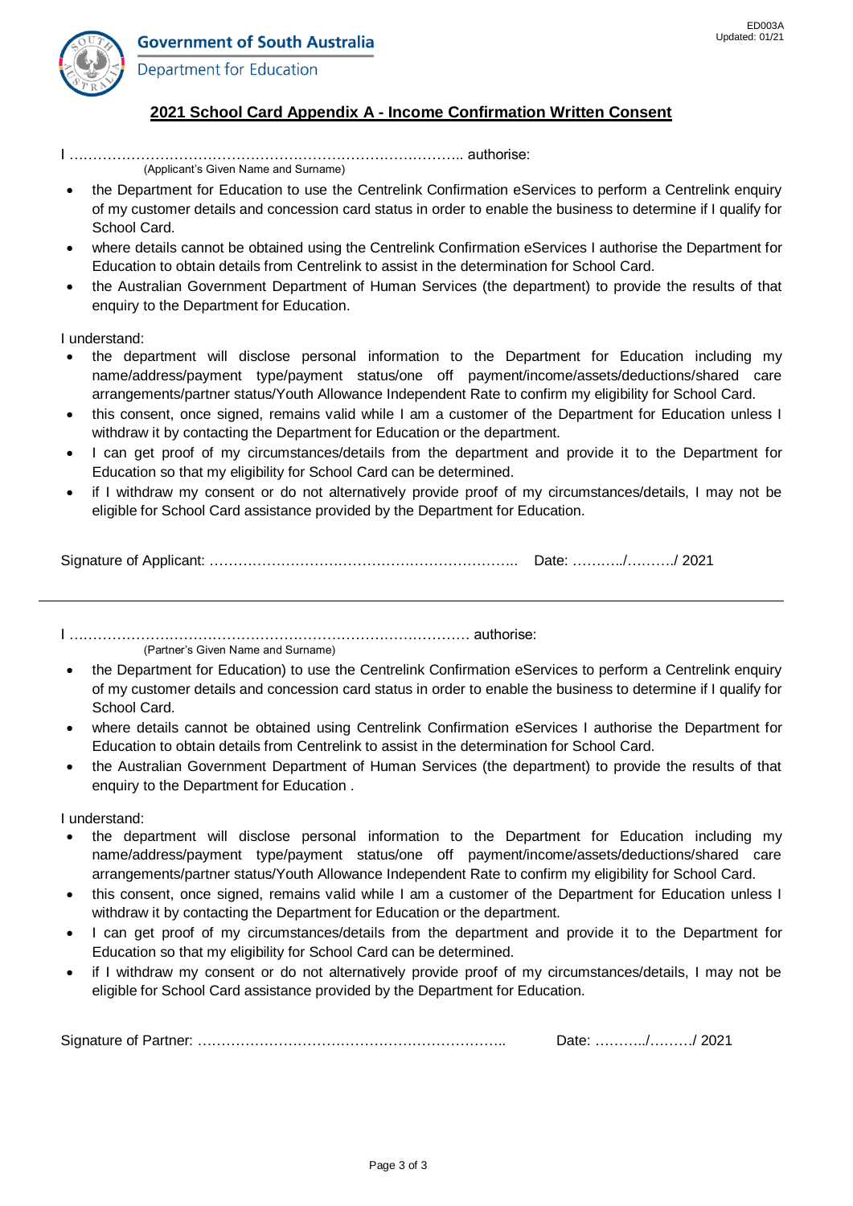Government of South Australia
Department for Education

ED003A
Updated: 01/21

## 2021 School Card Appendix A - Income Confirmation Written Consent

I ………………………………………………………………………….. authorise:
(Applicant's Given Name and Surname)

- the Department for Education to use the Centrelink Confirmation eServices to perform a Centrelink enquiry of my customer details and concession card status in order to enable the business to determine if I qualify for School Card.
- where details cannot be obtained using the Centrelink Confirmation eServices I authorise the Department for Education to obtain details from Centrelink to assist in the determination for School Card.
- the Australian Government Department of Human Services (the department) to provide the results of that enquiry to the Department for Education.

I understand:

- the department will disclose personal information to the Department for Education including my name/address/payment type/payment status/one off payment/income/assets/deductions/shared care arrangements/partner status/Youth Allowance Independent Rate to confirm my eligibility for School Card.
- this consent, once signed, remains valid while I am a customer of the Department for Education unless I withdraw it by contacting the Department for Education or the department.
- I can get proof of my circumstances/details from the department and provide it to the Department for Education so that my eligibility for School Card can be determined.
- if I withdraw my consent or do not alternatively provide proof of my circumstances/details, I may not be eligible for School Card assistance provided by the Department for Education.

Signature of Applicant: ……………………………………………………….. Date: ………../………./ 2021

---

I ………………………………………………………………………… authorise:
(Partner's Given Name and Surname)

- the Department for Education) to use the Centrelink Confirmation eServices to perform a Centrelink enquiry of my customer details and concession card status in order to enable the business to determine if I qualify for School Card.
- where details cannot be obtained using Centrelink Confirmation eServices I authorise the Department for Education to obtain details from Centrelink to assist in the determination for School Card.
- the Australian Government Department of Human Services (the department) to provide the results of that enquiry to the Department for Education .

I understand:

- the department will disclose personal information to the Department for Education including my name/address/payment type/payment status/one off payment/income/assets/deductions/shared care arrangements/partner status/Youth Allowance Independent Rate to confirm my eligibility for School Card.
- this consent, once signed, remains valid while I am a customer of the Department for Education unless I withdraw it by contacting the Department for Education or the department.
- I can get proof of my circumstances/details from the department and provide it to the Department for Education so that my eligibility for School Card can be determined.
- if I withdraw my consent or do not alternatively provide proof of my circumstances/details, I may not be eligible for School Card assistance provided by the Department for Education.

Signature of Partner: ……………………………………………………….. Date: ………../………/ 2021